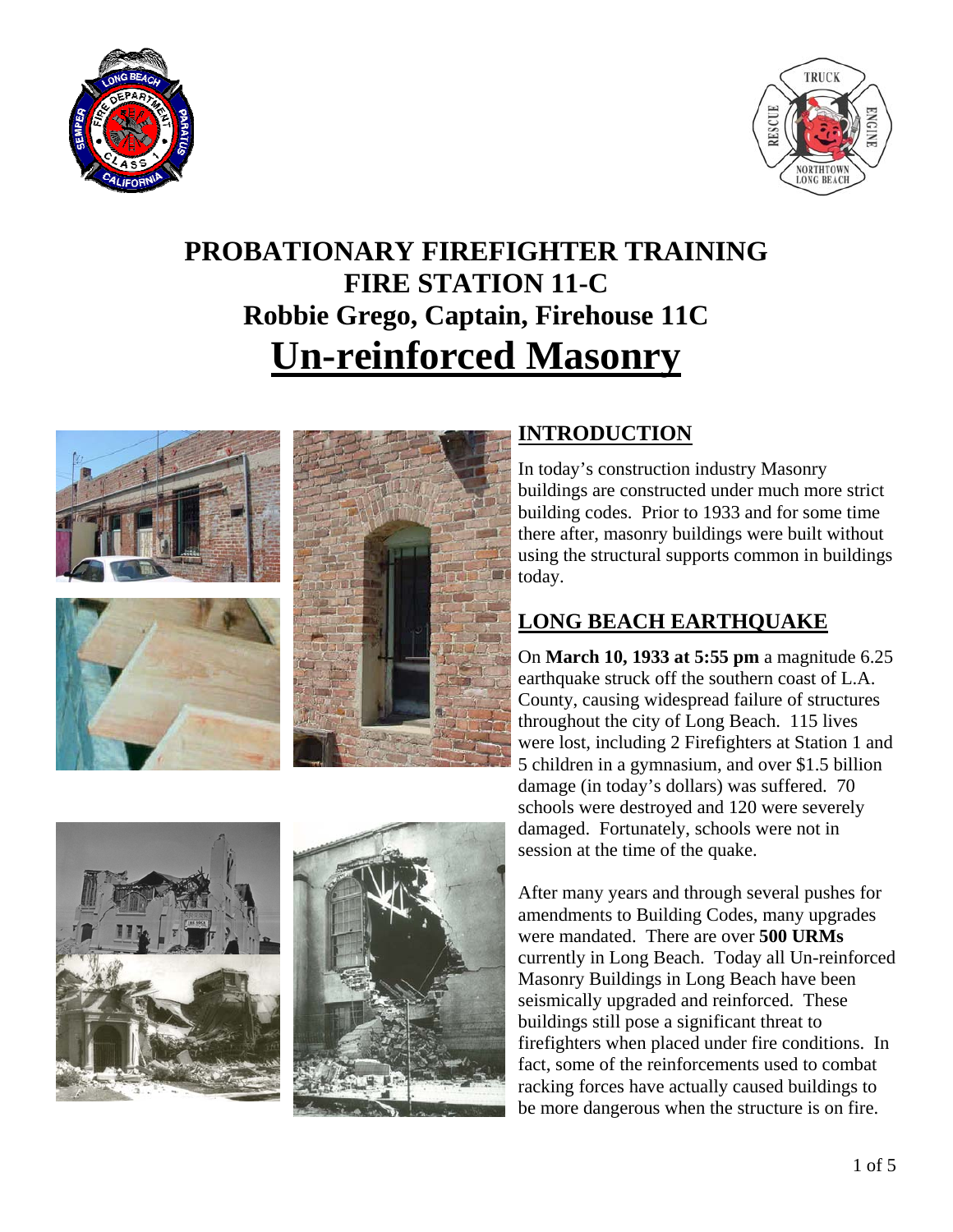# PROBATIONARY FIREFIGHTER TRAINING
# FIRE STATION 11-C
## Robbie Grego, Captain, Firehouse 11C
# Un-reinforced Masonry

## INTRODUCTION

In today's construction industry Masonry buildings are constructed under much more strict building codes. Prior to 1933 and for some time there after, masonry buildings were built without using the structural supports common in buildings today.

## LONG BEACH EARTHQUAKE

On **March 10, 1933 at 5:55 pm** a magnitude 6.25 earthquake struck off the southern coast of L.A. County, causing widespread failure of structures throughout the city of Long Beach. 115 lives were lost, including 2 Firefighters at Station 1 and 5 children in a gymnasium, and over $1.5 billion damage (in today's dollars) was suffered. 70 schools were destroyed and 120 were severely damaged. Fortunately, schools were not in session at the time of the quake.

After many years and through several pushes for amendments to Building Codes, many upgrades were mandated. There are over **500 URMs** currently in Long Beach. Today all Un-reinforced Masonry Buildings in Long Beach have been seismically upgraded and reinforced. These buildings still pose a significant threat to firefighters when placed under fire conditions. In fact, some of the reinforcements used to combat racking forces have actually caused buildings to be more dangerous when the structure is on fire.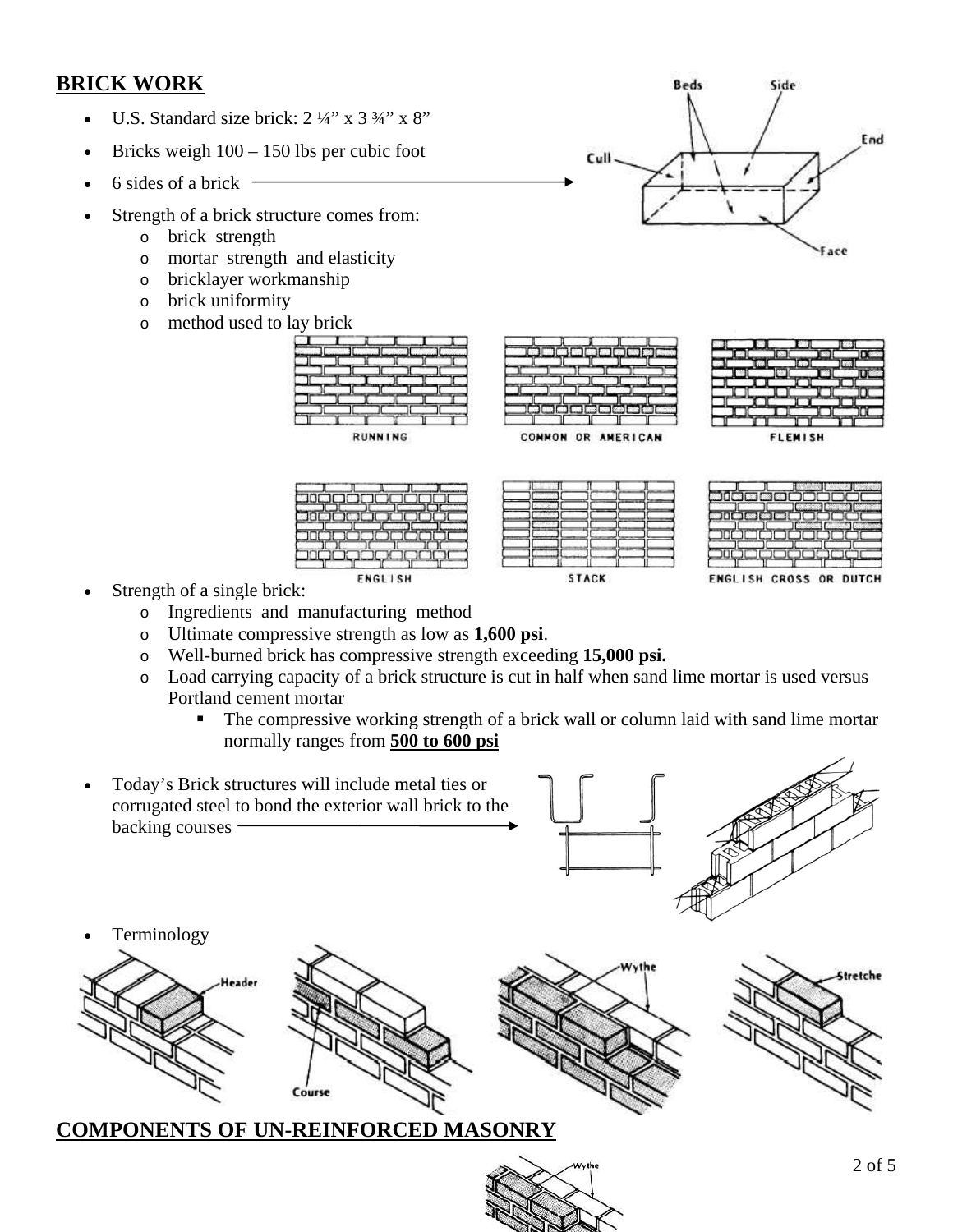## BRICK WORK

- U.S. Standard size brick: 2 ¼” x 3 ¾” x 8”
- Bricks weigh 100 – 150 lbs per cubic foot
- 6 sides of a brick
- Strength of a brick structure comes from:
  - brick strength
  - mortar strength and elasticity
  - bricklayer workmanship
  - brick uniformity
  - method used to lay brick
- Strength of a single brick:
  - Ingredients and manufacturing method
  - Ultimate compressive strength as low as **1,600 psi**.
  - Well-burned brick has compressive strength exceeding **15,000 psi.**
  - Load carrying capacity of a brick structure is cut in half when sand lime mortar is used versus Portland cement mortar
    - The compressive working strength of a brick wall or column laid with sand lime mortar normally ranges from **500 to 600 psi**
- Today’s Brick structures will include metal ties or corrugated steel to bond the exterior wall brick to the backing courses
- Terminology

## COMPONENTS OF UN-REINFORCED MASONRY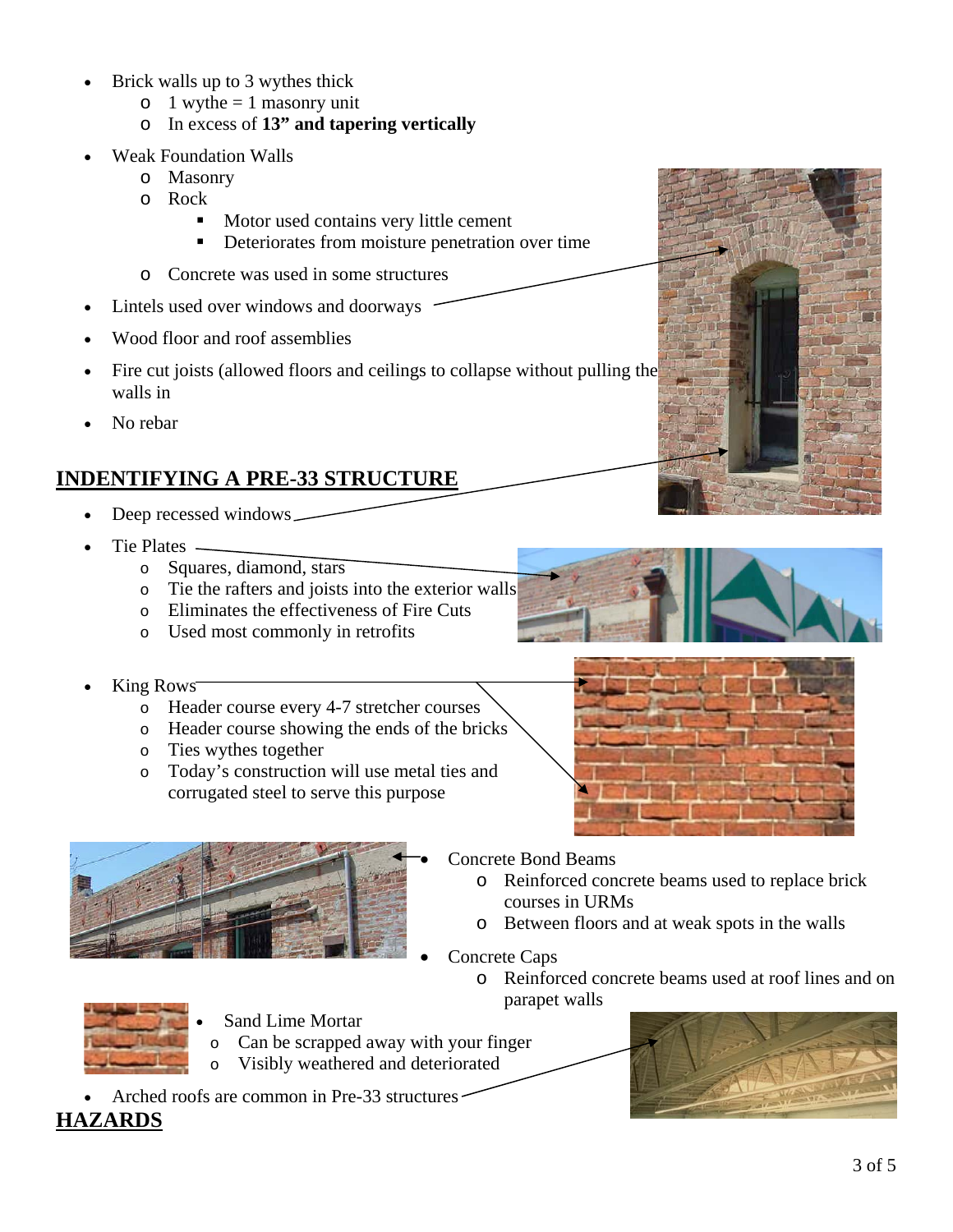- Brick walls up to 3 wythes thick
  - 1 wythe = 1 masonry unit
  - In excess of **13" and tapering vertically**
- Weak Foundation Walls
  - Masonry
  - Rock
    - Motor used contains very little cement
    - Deteriorates from moisture penetration over time
  - Concrete was used in some structures
- Lintels used over windows and doorways
- Wood floor and roof assemblies
- Fire cut joists (allowed floors and ceilings to collapse without pulling the walls in
- No rebar

## INDENTIFYING A PRE-33 STRUCTURE

- Deep recessed windows
- Tie Plates
  - Squares, diamond, stars
  - Tie the rafters and joists into the exterior walls
  - Eliminates the effectiveness of Fire Cuts
  - Used most commonly in retrofits
- King Rows
  - Header course every 4-7 stretcher courses
  - Header course showing the ends of the bricks
  - Ties wythes together
  - Today's construction will use metal ties and corrugated steel to serve this purpose
- Concrete Bond Beams
  - Reinforced concrete beams used to replace brick courses in URMs
  - Between floors and at weak spots in the walls
- Concrete Caps
  - Reinforced concrete beams used at roof lines and on parapet walls
- Sand Lime Mortar
  - Can be scrapped away with your finger
  - Visibly weathered and deteriorated
- Arched roofs are common in Pre-33 structures

## HAZARDS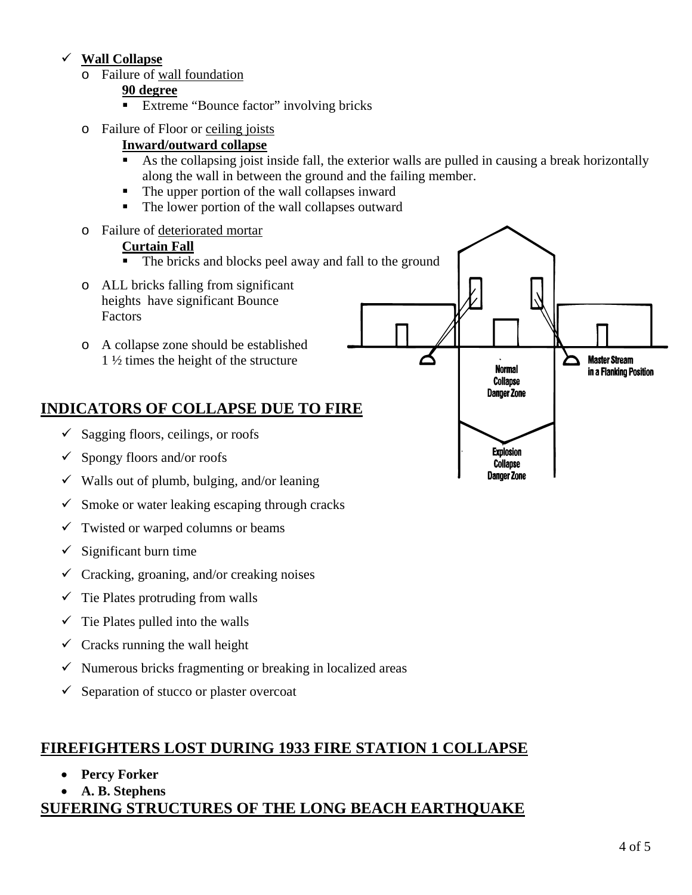- ✓ **Wall Collapse**
  - Failure of wall foundation
    **90 degree**
    - Extreme "Bounce factor" involving bricks
  - Failure of Floor or ceiling joists
    **Inward/outward collapse**
    - As the collapsing joist inside fall, the exterior walls are pulled in causing a break horizontally along the wall in between the ground and the failing member.
    - The upper portion of the wall collapses inward
    - The lower portion of the wall collapses outward
  - Failure of deteriorated mortar
    **Curtain Fall**
    - The bricks and blocks peel away and fall to the ground
  - ALL bricks falling from significant heights have significant Bounce Factors
  - A collapse zone should be established 1 ½ times the height of the structure

Normal Collapse Danger Zone

Master Stream in a Flanking Position

Explosion Collapse Danger Zone

## INDICATORS OF COLLAPSE DUE TO FIRE

- ✓ Sagging floors, ceilings, or roofs
- ✓ Spongy floors and/or roofs
- ✓ Walls out of plumb, bulging, and/or leaning
- ✓ Smoke or water leaking escaping through cracks
- ✓ Twisted or warped columns or beams
- ✓ Significant burn time
- ✓ Cracking, groaning, and/or creaking noises
- ✓ Tie Plates protruding from walls
- ✓ Tie Plates pulled into the walls
- ✓ Cracks running the wall height
- ✓ Numerous bricks fragmenting or breaking in localized areas
- ✓ Separation of stucco or plaster overcoat

## FIREFIGHTERS LOST DURING 1933 FIRE STATION 1 COLLAPSE

- **Percy Forker**
- **A. B. Stephens**

## SUFERING STRUCTURES OF THE LONG BEACH EARTHQUAKE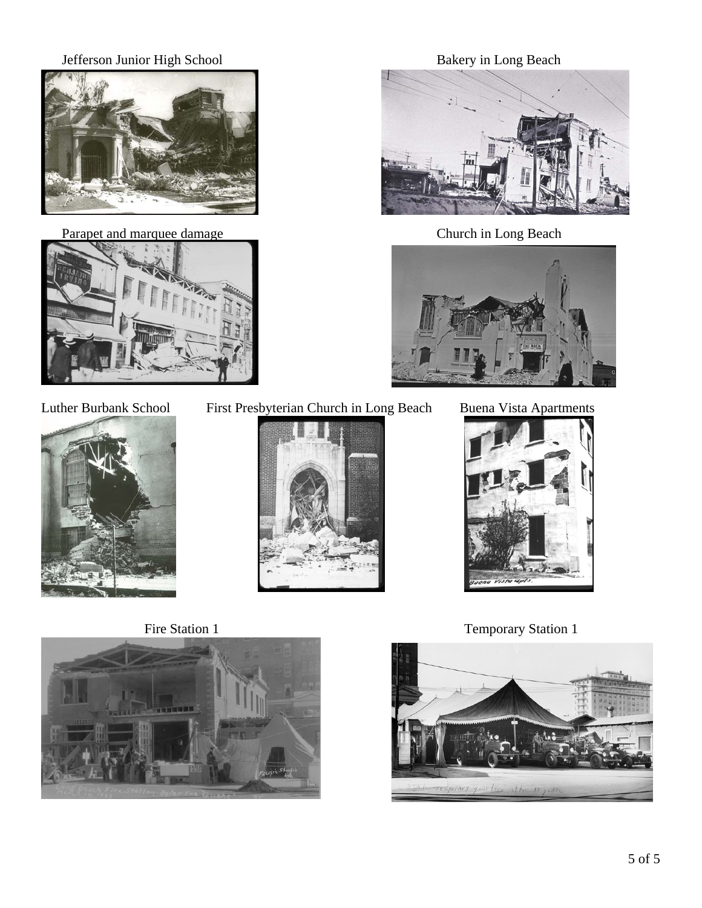Jefferson Junior High School

Bakery in Long Beach

Parapet and marquee damage

Church in Long Beach

Luther Burbank School

First Presbyterian Church in Long Beach

Buena Vista Apartments

Fire Station 1

Temporary Station 1